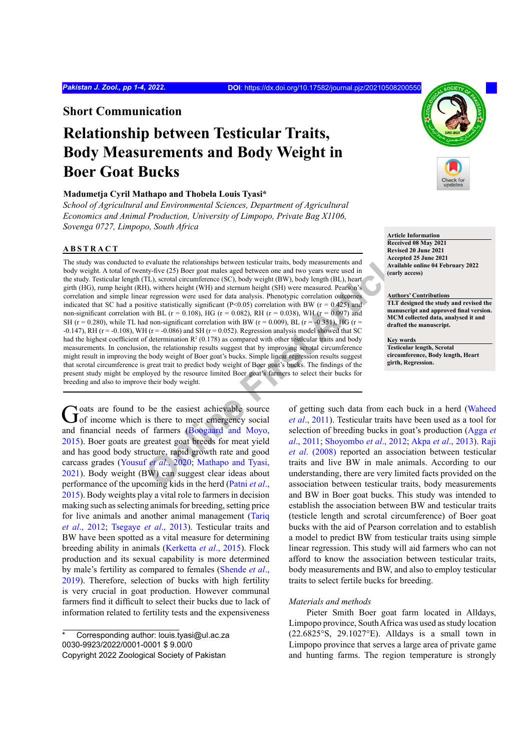## Short Communication

# Relationship between Testicular Traits, Body Measurements and Body Weight in Boer Goat Bucks

**Madumetja Cyril Mathapo and Thobela Louis Tyasi***

*School of Agricultural and Environmental Sciences, Department of Agricultural Economics and Animal Production, University of Limpopo, Private Bag X1106, Sovenga 0727, Limpopo, South Africa*

**Article Information**
Received 08 May 2021
Revised 20 June 2021
Accepted 25 June 2021
Available online 04 February 2022 (early access)

**Authors' Contributions**
TLT designed the study and revised the manuscript and approved final version. MCM collected data, analysed it and drafted the manuscript.

**Key words**
Testicular length, Scrotal circumference, Body length, Heart girth, Regression.

### ABSTRACT

The study was conducted to evaluate the relationships between testicular traits, body measurements and body weight. A total of twenty-five (25) Boer goat males aged between one and two years were used in the study. Testicular length (TL), scrotal circumference (SC), body weight (BW), body length (BL), heart girth (HG), rump height (RH), withers height (WH) and sternum height (SH) were measured. Pearson's correlation and simple linear regression were used for data analysis. Phenotypic correlation outcomes indicated that SC had a positive statistically significant ($P<0.05$) correlation with BW ($r = 0.425$) and non-significant correlation with BL ($r = 0.108$), HG ($r = 0.082$), RH ($r = 0.038$), WH ($r = 0.097$) and SH ($r = 0.280$), while TL had non-significant correlation with BW ($r = 0.009$), BL ($r = -0.351$), HG ($r = -0.147$), RH ($r = -0.108$), WH ($r = -0.086$) and SH ($r = 0.052$). Regression analysis model showed that SC had the highest coefficient of determination $R^2$ (0.178) as compared with other testicular traits and body measurements. In conclusion, the relationship results suggest that by improving scrotal circumference might result in improving the body weight of Boer goat's bucks. Simple linear regression results suggest that scrotal circumference is great trait to predict body weight of Boer goat's bucks. The findings of the present study might be employed by the resource limited Boer goat's farmers to select their bucks for breeding and also to improve their body weight.

Goats are found to be the easiest achievable source of income which is there to meet emergency social and financial needs of farmers (Boogaard and Moyo, 2015). Boer goats are greatest goat breeds for meat yield and has good body structure, rapid growth rate and good carcass grades (Yousuf *et al.*, 2020; Mathapo and Tyasi, 2021). Body weight (BW) can suggest clear ideas about performance of the upcoming kids in the herd (Patni *et al.*, 2015). Body weights play a vital role to farmers in decision making such as selecting animals for breeding, setting price for live animals and another animal management (Tariq *et al.*, 2012; Tsegaye *et al.*, 2013). Testicular traits and BW have been spotted as a vital measure for determining breeding ability in animals (Kerketta *et al.*, 2015). Flock production and its sexual capability is more determined by male's fertility as compared to females (Shende *et al.*, 2019). Therefore, selection of bucks with high fertility is very crucial in goat production. However communal farmers find it difficult to select their bucks due to lack of information related to fertility tests and the expensiveness of getting such data from each buck in a herd (Waheed *et al.*, 2011). Testicular traits have been used as a tool for selection of breeding bucks in goat's production (Agga *et al.*, 2011; Shoyombo *et al.*, 2012; Akpa *et al.*, 2013). Raji *et al.* (2008) reported an association between testicular traits and live BW in male animals. According to our understanding, there are very limited facts provided on the association between testicular traits, body measurements and BW in Boer goat bucks. This study was intended to establish the association between BW and testicular traits (testicle length and scrotal circumference) of Boer goat bucks with the aid of Pearson correlation and to establish a model to predict BW from testicular traits using simple linear regression. This study will aid farmers who can not afford to know the association between testicular traits, body measurements and BW, and also to employ testicular traits to select fertile bucks for breeding.

*Materials and methods*

Pieter Smith Boer goat farm located in Alldays, Limpopo province, South Africa was used as study location (22.6825°S, 29.1027°E). Alldays is a small town in Limpopo province that serves a large area of private game and hunting farms. The region temperature is strongly

\* Corresponding author: louis.tyasi@ul.ac.za
0030-9923/2022/0001-0001 $ 9.00/0
Copyright 2022 Zoological Society of Pakistan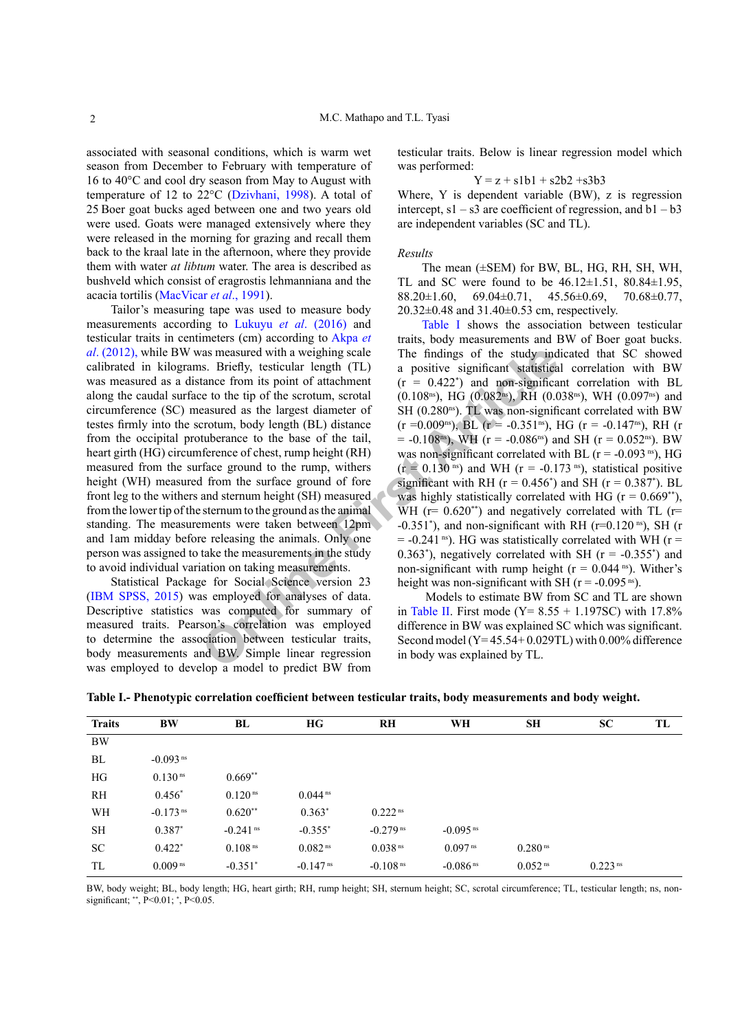associated with seasonal conditions, which is warm wet season from December to February with temperature of 16 to 40°C and cool dry season from May to August with temperature of 12 to 22°C (Dzivhani, 1998). A total of 25 Boer goat bucks aged between one and two years old were used. Goats were managed extensively where they were released in the morning for grazing and recall them back to the kraal late in the afternoon, where they provide them with water *at libtum* water. The area is described as bushveld which consist of eragrostis lehmanniana and the acacia tortilis (MacVicar *et al*., 1991).

Tailor's measuring tape was used to measure body measurements according to Lukuyu *et al*. (2016) and testicular traits in centimeters (cm) according to Akpa *et al*. (2012), while BW was measured with a weighing scale calibrated in kilograms. Briefly, testicular length (TL) was measured as a distance from its point of attachment along the caudal surface to the tip of the scrotum, scrotal circumference (SC) measured as the largest diameter of testes firmly into the scrotum, body length (BL) distance from the occipital protuberance to the base of the tail, heart girth (HG) circumference of chest, rump height (RH) measured from the surface ground to the rump, withers height (WH) measured from the surface ground of fore front leg to the withers and sternum height (SH) measured from the lower tip of the sternum to the ground as the animal standing. The measurements were taken between 12pm and 1am midday before releasing the animals. Only one person was assigned to take the measurements in the study to avoid individual variation on taking measurements.

Statistical Package for Social Science version 23 (IBM SPSS, 2015) was employed for analyses of data. Descriptive statistics was computed for summary of measured traits. Pearson's correlation was employed to determine the association between testicular traits, body measurements and BW. Simple linear regression was employed to develop a model to predict BW from testicular traits. Below is linear regression model which was performed:

$$Y = z + s1b1 + s2b2 + s3b3$$

Where, Y is dependent variable (BW), z is regression intercept, s1 – s3 are coefficient of regression, and b1 – b3 are independent variables (SC and TL).

*Results*

The mean (±SEM) for BW, BL, HG, RH, SH, WH, TL and SC were found to be 46.12±1.51, 80.84±1.95, 88.20±1.60, 69.04±0.71, 45.56±0.69, 70.68±0.77, 20.32±0.48 and 31.40±0.53 cm, respectively.

Table I shows the association between testicular traits, body measurements and BW of Boer goat bucks. The findings of the study indicated that SC showed a positive significant statistical correlation with BW ($r = 0.422^{*}$) and non-significant correlation with BL ($0.108^{ns}$), HG ($0.082^{ns}$), RH ($0.038^{ns}$), WH ($0.097^{ns}$) and SH ($0.280^{ns}$). TL was non-significant correlated with BW ($r = 0.009^{ns}$), BL ($r = -0.351^{ns}$), HG ($r = -0.147^{ns}$), RH ($r = -0.108^{ns}$), WH ($r = -0.086^{ns}$) and SH ($r = 0.052^{ns}$). BW was non-significant correlated with BL ($r = -0.093^{ns}$), HG ($r = 0.130^{ns}$) and WH ($r = -0.173^{ns}$), statistical positive significant with RH ($r = 0.456^{*}$) and SH ($r = 0.387^{*}$). BL was highly statistically correlated with HG ($r = 0.669^{**}$), WH ($r = 0.620^{**}$) and negatively correlated with TL ($r = -0.351^{*}$), and non-significant with RH ($r = 0.120^{ns}$), SH ($r = -0.241^{ns}$). HG was statistically correlated with WH ($r = 0.363^{*}$), negatively correlated with SH ($r = -0.355^{*}$) and non-significant with rump height ($r = 0.044^{ns}$). Wither's height was non-significant with SH ($r = -0.095^{ns}$).

Models to estimate BW from SC and TL are shown in Table II. First mode (Y= 8.55 + 1.197SC) with 17.8% difference in BW was explained SC which was significant. Second model (Y= 45.54+ 0.029TL) with 0.00% difference in body was explained by TL.

**Table I.- Phenotypic correlation coefficient between testicular traits, body measurements and body weight.**

| Traits | BW | BL | HG | RH | WH | SH | SC | TL |
|---|---|---|---|---|---|---|---|---|
| BW | | | | | | | | |
| BL | $-0.093^{ns}$ | | | | | | | |
| HG | $0.130^{ns}$ | $0.669^{**}$ | | | | | | |
| RH | $0.456^{*}$ | $0.120^{ns}$ | $0.044^{ns}$ | | | | | |
| WH | $-0.173^{ns}$ | $0.620^{**}$ | $0.363^{*}$ | $0.222^{ns}$ | | | | |
| SH | $0.387^{*}$ | $-0.241^{ns}$ | $-0.355^{*}$ | $-0.279^{ns}$ | $-0.095^{ns}$ | | | |
| SC | $0.422^{*}$ | $0.108^{ns}$ | $0.082^{ns}$ | $0.038^{ns}$ | $0.097^{ns}$ | $0.280^{ns}$ | | |
| TL | $0.009^{ns}$ | $-0.351^{*}$ | $-0.147^{ns}$ | $-0.108^{ns}$ | $-0.086^{ns}$ | $0.052^{ns}$ | $0.223^{ns}$ | |

BW, body weight; BL, body length; HG, heart girth; RH, rump height; SH, sternum height; SC, scrotal circumference; TL, testicular length; ns, non-significant; $^{**}$, P<0.01; $^{*}$, P<0.05.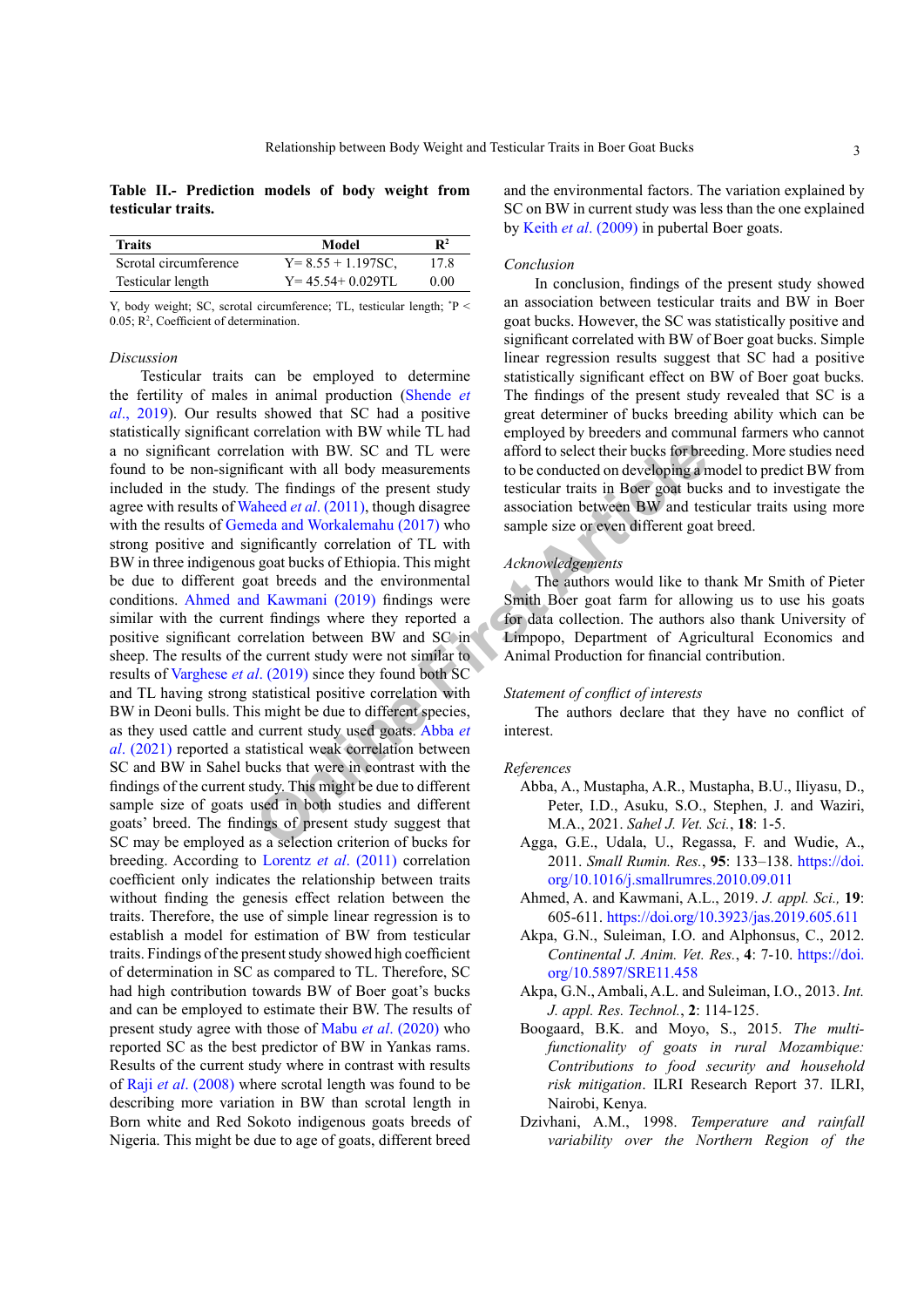**Table II.- Prediction models of body weight from testicular traits.**

| Traits | Model | $R^2$ |
|---|---|---|
| Scrotal circumference | Y= 8.55 + 1.197SC, | 17.8 |
| Testicular length | Y= 45.54+ 0.029TL | 0.00 |

Y, body weight; SC, scrotal circumference; TL, testicular length; $^*P < 0.05$; $R^2$, Coefficient of determination.

### *Discussion*

Testicular traits can be employed to determine the fertility of males in animal production (Shende *et al*., 2019). Our results showed that SC had a positive statistically significant correlation with BW while TL had a no significant correlation with BW. SC and TL were found to be non-significant with all body measurements included in the study. The findings of the present study agree with results of Waheed *et al*. (2011), though disagree with the results of Gemeda and Workalemahu (2017) who strong positive and significantly correlation of TL with BW in three indigenous goat bucks of Ethiopia. This might be due to different goat breeds and the environmental conditions. Ahmed and Kawmani (2019) findings were similar with the current findings where they reported a positive significant correlation between BW and SC in sheep. The results of the current study were not similar to results of Varghese *et al*. (2019) since they found both SC and TL having strong statistical positive correlation with BW in Deoni bulls. This might be due to different species, as they used cattle and current study used goats. Abba *et al*. (2021) reported a statistical weak correlation between SC and BW in Sahel bucks that were in contrast with the findings of the current study. This might be due to different sample size of goats used in both studies and different goats' breed. The findings of present study suggest that SC may be employed as a selection criterion of bucks for breeding. According to Lorentz *et al*. (2011) correlation coefficient only indicates the relationship between traits without finding the genesis effect relation between the traits. Therefore, the use of simple linear regression is to establish a model for estimation of BW from testicular traits. Findings of the present study showed high coefficient of determination in SC as compared to TL. Therefore, SC had high contribution towards BW of Boer goat's bucks and can be employed to estimate their BW. The results of present study agree with those of Mabu *et al*. (2020) who reported SC as the best predictor of BW in Yankas rams. Results of the current study where in contrast with results of Raji *et al*. (2008) where scrotal length was found to be describing more variation in BW than scrotal length in Born white and Red Sokoto indigenous goats breeds of Nigeria. This might be due to age of goats, different breed and the environmental factors. The variation explained by SC on BW in current study was less than the one explained by Keith *et al*. (2009) in pubertal Boer goats.

### *Conclusion*

In conclusion, findings of the present study showed an association between testicular traits and BW in Boer goat bucks. However, the SC was statistically positive and significant correlated with BW of Boer goat bucks. Simple linear regression results suggest that SC had a positive statistically significant effect on BW of Boer goat bucks. The findings of the present study revealed that SC is a great determiner of bucks breeding ability which can be employed by breeders and communal farmers who cannot afford to select their bucks for breeding. More studies need to be conducted on developing a model to predict BW from testicular traits in Boer goat bucks and to investigate the association between BW and testicular traits using more sample size or even different goat breed.

### *Acknowledgements*

The authors would like to thank Mr Smith of Pieter Smith Boer goat farm for allowing us to use his goats for data collection. The authors also thank University of Limpopo, Department of Agricultural Economics and Animal Production for financial contribution.

### *Statement of conflict of interests*

The authors declare that they have no conflict of interest.

### *References*

Abba, A., Mustapha, A.R., Mustapha, B.U., Iliyasu, D., Peter, I.D., Asuku, S.O., Stephen, J. and Waziri, M.A., 2021. *Sahel J. Vet. Sci.*, **18**: 1-5.

Agga, G.E., Udala, U., Regassa, F. and Wudie, A., 2011. *Small Rumin. Res.*, **95**: 133–138. https://doi.org/10.1016/j.smallrumres.2010.09.011

Ahmed, A. and Kawmani, A.L., 2019. *J. appl. Sci.,* **19**: 605-611. https://doi.org/10.3923/jas.2019.605.611

Akpa, G.N., Suleiman, I.O. and Alphonsus, C., 2012. *Continental J. Anim. Vet. Res.*, **4**: 7-10. https://doi.org/10.5897/SRE11.458

Akpa, G.N., Ambali, A.L. and Suleiman, I.O., 2013. *Int. J. appl. Res. Technol.*, **2**: 114-125.

Boogaard, B.K. and Moyo, S., 2015. *The multi-functionality of goats in rural Mozambique: Contributions to food security and household risk mitigation*. ILRI Research Report 37. ILRI, Nairobi, Kenya.

Dzivhani, A.M., 1998. *Temperature and rainfall variability over the Northern Region of the*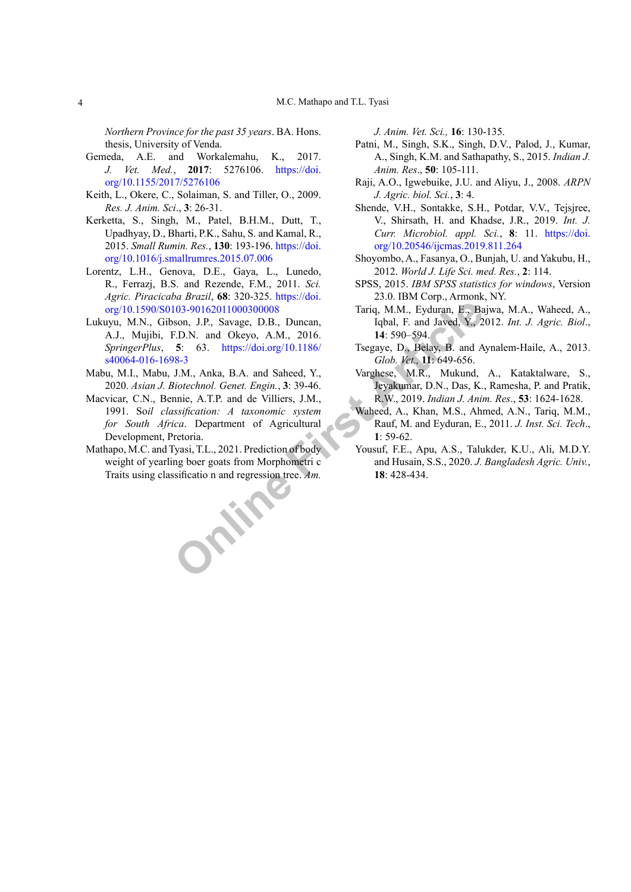Northern Province for the past 35 years. BA. Hons. thesis, University of Venda.

Gemeda, A.E. and Workalemahu, K., 2017. *J. Vet. Med.*, **2017**: 5276106. https://doi.org/10.1155/2017/5276106

Keith, L., Okere, C., Solaiman, S. and Tiller, O., 2009. *Res. J. Anim. Sci*., **3**: 26-31.

Kerketta, S., Singh, M., Patel, B.H.M., Dutt, T., Upadhyay, D., Bharti, P.K., Sahu, S. and Kamal, R., 2015. *Small Rumin. Res.*, **130**: 193-196. https://doi.org/10.1016/j.smallrumres.2015.07.006

Lorentz, L.H., Genova, D.E., Gaya, L., Lunedo, R., Ferrazj, B.S. and Rezende, F.M., 2011. *Sci. Agric. Piracicaba Brazil*, **68**: 320-325. https://doi.org/10.1590/S0103-90162011000300008

Lukuyu, M.N., Gibson, J.P., Savage, D.B., Duncan, A.J., Mujibi, F.D.N. and Okeyo, A.M., 2016. *SpringerPlus*, **5**: 63. https://doi.org/10.1186/s40064-016-1698-3

Mabu, M.I., Mabu, J.M., Anka, B.A. and Saheed, Y., 2020. *Asian J. Biotechnol. Genet. Engin.*, **3**: 39-46.

Macvicar, C.N., Bennie, A.T.P. and de Villiers, J.M., 1991. *Soil classification: A taxonomic system for South Africa*. Department of Agricultural Development, Pretoria.

Mathapo, M.C. and Tyasi, T.L., 2021. Prediction of body weight of yearling boer goats from Morphometri c Traits using classificatio n and regression tree. *Am. J. Anim. Vet. Sci.,* **16**: 130-135.

Patni, M., Singh, S.K., Singh, D.V., Palod, J., Kumar, A., Singh, K.M. and Sathapathy, S., 2015. *Indian J. Anim. Res*., **50**: 105-111.

Raji, A.O., Igwebuike, J.U. and Aliyu, J., 2008. *ARPN J. Agric. biol. Sci.*, **3**: 4.

Shende, V.H., Sontakke, S.H., Potdar, V.V., Tejsjree, V., Shirsath, H. and Khadse, J.R., 2019. *Int. J. Curr. Microbiol. appl. Sci.*, **8**: 11. https://doi.org/10.20546/ijcmas.2019.811.264

Shoyombo, A., Fasanya, O., Bunjah, U. and Yakubu, H., 2012. *World J. Life Sci. med. Res.*, **2**: 114.

SPSS, 2015. *IBM SPSS statistics for windows*, Version 23.0. IBM Corp., Armonk, NY.

Tariq, M.M., Eyduran, E., Bajwa, M.A., Waheed, A., Iqbal, F. and Javed, Y., 2012. *Int. J. Agric. Biol*., **14**: 590–594.

Tsegaye, D., Belay, B. and Aynalem-Haile, A., 2013. *Glob. Vet.*, **11**: 649-656.

Varghese, M.R., Mukund, A., Kataktalware, S., Jeyakumar, D.N., Das, K., Ramesha, P. and Pratik, R.W., 2019. *Indian J. Anim. Res*., **53**: 1624-1628.

Waheed, A., Khan, M.S., Ahmed, A.N., Tariq, M.M., Rauf, M. and Eyduran, E., 2011. *J. Inst. Sci. Tech*., **1**: 59-62.

Yousuf, F.E., Apu, A.S., Talukder, K.U., Ali, M.D.Y. and Husain, S.S., 2020. *J. Bangladesh Agric. Univ.*, **18**: 428-434.